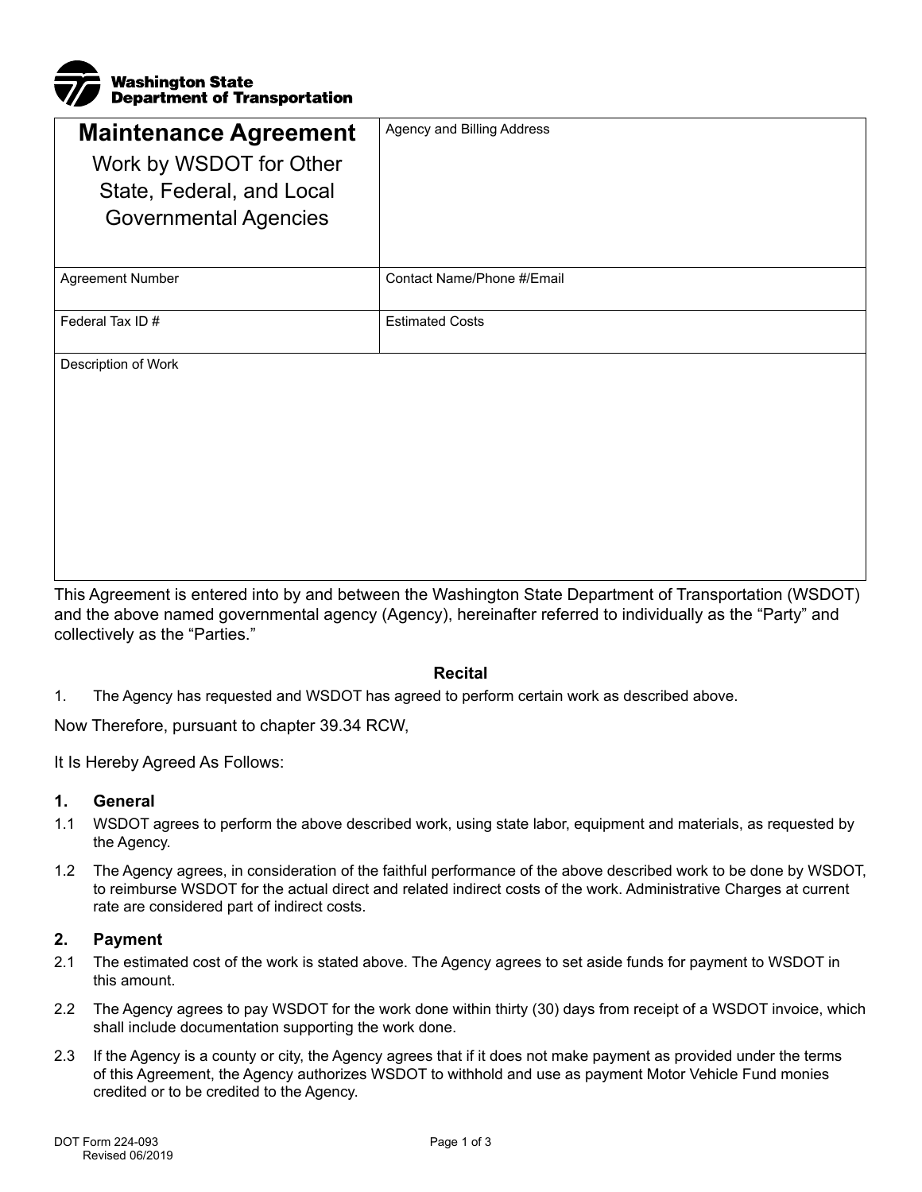Washington State Department of Transportation

| Maintenance Agreement<br>Work by WSDOT for Other State, Federal, and Local Governmental Agencies | Agency and Billing Address |
| --- | --- |
| Agreement Number | Contact Name/Phone #/Email |
| Federal Tax ID # | Estimated Costs |
| Description of Work | |

This Agreement is entered into by and between the Washington State Department of Transportation (WSDOT) and the above named governmental agency (Agency), hereinafter referred to individually as the "Party" and collectively as the "Parties."

**Recital**

1. The Agency has requested and WSDOT has agreed to perform certain work as described above.

Now Therefore, pursuant to chapter 39.34 RCW,

It Is Hereby Agreed As Follows:

### 1. General

1.1 WSDOT agrees to perform the above described work, using state labor, equipment and materials, as requested by the Agency.

1.2 The Agency agrees, in consideration of the faithful performance of the above described work to be done by WSDOT, to reimburse WSDOT for the actual direct and related indirect costs of the work. Administrative Charges at current rate are considered part of indirect costs.

### 2. Payment

2.1 The estimated cost of the work is stated above. The Agency agrees to set aside funds for payment to WSDOT in this amount.

2.2 The Agency agrees to pay WSDOT for the work done within thirty (30) days from receipt of a WSDOT invoice, which shall include documentation supporting the work done.

2.3 If the Agency is a county or city, the Agency agrees that if it does not make payment as provided under the terms of this Agreement, the Agency authorizes WSDOT to withhold and use as payment Motor Vehicle Fund monies credited or to be credited to the Agency.

DOT Form 224-093
Revised 06/2019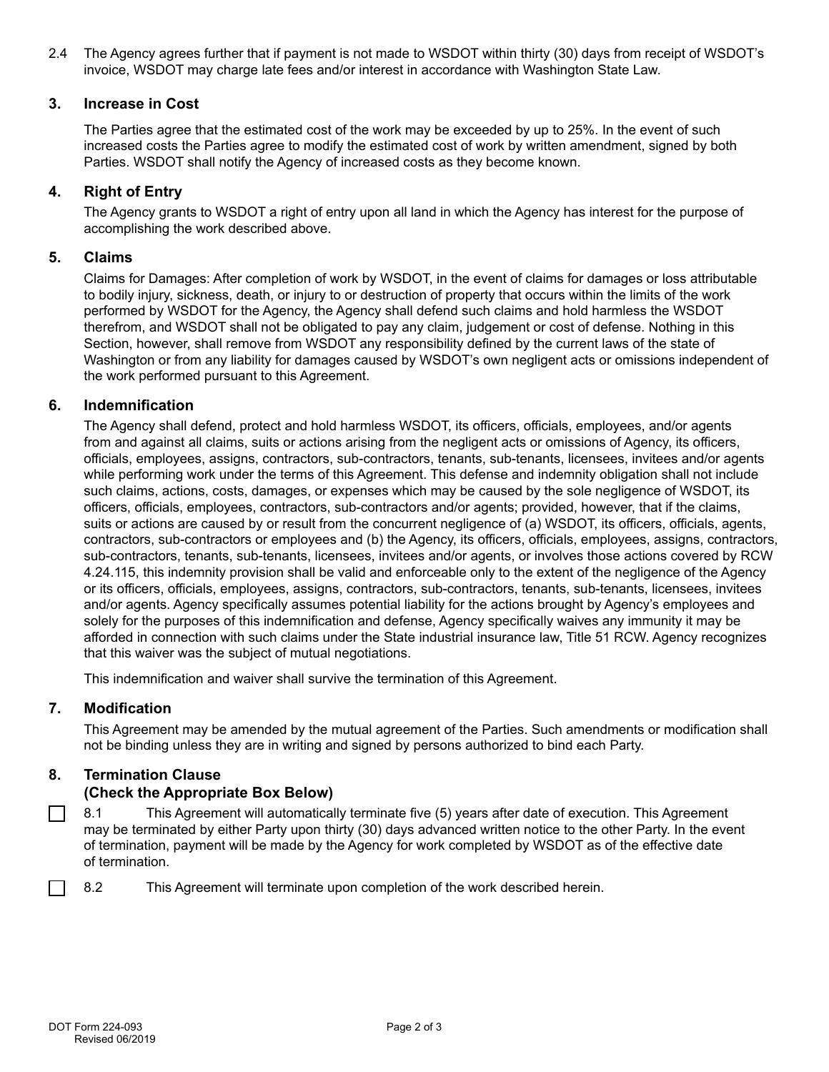2.4 The Agency agrees further that if payment is not made to WSDOT within thirty (30) days from receipt of WSDOT's invoice, WSDOT may charge late fees and/or interest in accordance with Washington State Law.

## 3. Increase in Cost

The Parties agree that the estimated cost of the work may be exceeded by up to 25%. In the event of such increased costs the Parties agree to modify the estimated cost of work by written amendment, signed by both Parties. WSDOT shall notify the Agency of increased costs as they become known.

## 4. Right of Entry

The Agency grants to WSDOT a right of entry upon all land in which the Agency has interest for the purpose of accomplishing the work described above.

## 5. Claims

Claims for Damages: After completion of work by WSDOT, in the event of claims for damages or loss attributable to bodily injury, sickness, death, or injury to or destruction of property that occurs within the limits of the work performed by WSDOT for the Agency, the Agency shall defend such claims and hold harmless the WSDOT therefrom, and WSDOT shall not be obligated to pay any claim, judgement or cost of defense. Nothing in this Section, however, shall remove from WSDOT any responsibility defined by the current laws of the state of Washington or from any liability for damages caused by WSDOT's own negligent acts or omissions independent of the work performed pursuant to this Agreement.

## 6. Indemnification

The Agency shall defend, protect and hold harmless WSDOT, its officers, officials, employees, and/or agents from and against all claims, suits or actions arising from the negligent acts or omissions of Agency, its officers, officials, employees, assigns, contractors, sub-contractors, tenants, sub-tenants, licensees, invitees and/or agents while performing work under the terms of this Agreement. This defense and indemnity obligation shall not include such claims, actions, costs, damages, or expenses which may be caused by the sole negligence of WSDOT, its officers, officials, employees, contractors, sub-contractors and/or agents; provided, however, that if the claims, suits or actions are caused by or result from the concurrent negligence of (a) WSDOT, its officers, officials, agents, contractors, sub-contractors or employees and (b) the Agency, its officers, officials, employees, assigns, contractors, sub-contractors, tenants, sub-tenants, licensees, invitees and/or agents, or involves those actions covered by RCW 4.24.115, this indemnity provision shall be valid and enforceable only to the extent of the negligence of the Agency or its officers, officials, employees, assigns, contractors, sub-contractors, tenants, sub-tenants, licensees, invitees and/or agents. Agency specifically assumes potential liability for the actions brought by Agency's employees and solely for the purposes of this indemnification and defense, Agency specifically waives any immunity it may be afforded in connection with such claims under the State industrial insurance law, Title 51 RCW. Agency recognizes that this waiver was the subject of mutual negotiations.

This indemnification and waiver shall survive the termination of this Agreement.

## 7. Modification

This Agreement may be amended by the mutual agreement of the Parties. Such amendments or modification shall not be binding unless they are in writing and signed by persons authorized to bind each Party.

## 8. Termination Clause (Check the Appropriate Box Below)

☐ 8.1 This Agreement will automatically terminate five (5) years after date of execution. This Agreement may be terminated by either Party upon thirty (30) days advanced written notice to the other Party. In the event of termination, payment will be made by the Agency for work completed by WSDOT as of the effective date of termination.

☐ 8.2 This Agreement will terminate upon completion of the work described herein.

DOT Form 224-093
Revised 06/2019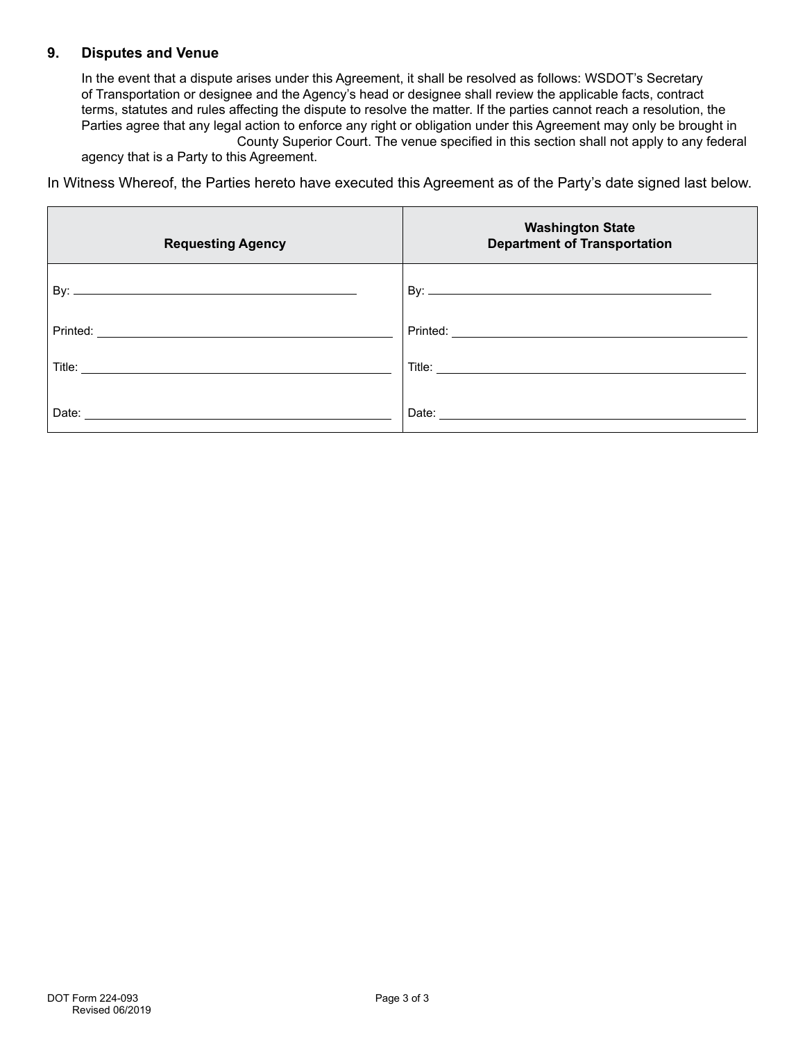### 9. Disputes and Venue

In the event that a dispute arises under this Agreement, it shall be resolved as follows: WSDOT's Secretary of Transportation or designee and the Agency's head or designee shall review the applicable facts, contract terms, statutes and rules affecting the dispute to resolve the matter. If the parties cannot reach a resolution, the Parties agree that any legal action to enforce any right or obligation under this Agreement may only be brought in ____________ County Superior Court. The venue specified in this section shall not apply to any federal agency that is a Party to this Agreement.

In Witness Whereof, the Parties hereto have executed this Agreement as of the Party's date signed last below.

| **Requesting Agency** | **Washington State Department of Transportation** |
|---|---|
| By: ____________________ | By: ____________________ |
| Printed: ____________________ | Printed: ____________________ |
| Title: ____________________ | Title: ____________________ |
| Date: ____________________ | Date: ____________________ |

DOT Form 224-093
Revised 06/2019